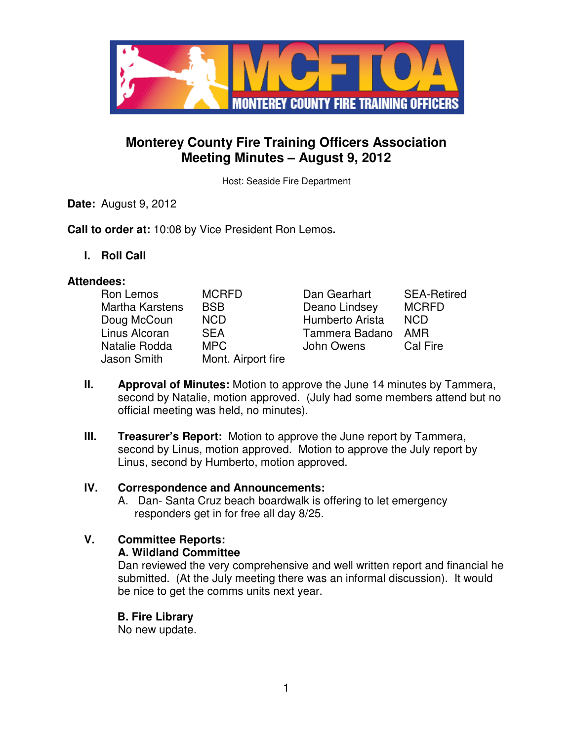# Monterey County Fire Training Officers Association
## Meeting Minutes – August 9, 2012

Host: Seaside Fire Department

**Date:** August 9, 2012

**Call to order at:** 10:08 by Vice President Ron Lemos**.**

**I. Roll Call**

**Attendees:**

| | | | |
|---|---|---|---|
| Ron Lemos | MCRFD | Dan Gearhart | SEA-Retired |
| Martha Karstens | BSB | Deano Lindsey | MCRFD |
| Doug McCoun | NCD | Humberto Arista | NCD |
| Linus Alcoran | SEA | Tammera Badano | AMR |
| Natalie Rodda | MPC | John Owens | Cal Fire |
| Jason Smith | Mont. Airport fire | | |

**II. Approval of Minutes:** Motion to approve the June 14 minutes by Tammera, second by Natalie, motion approved. (July had some members attend but no official meeting was held, no minutes).

**III. Treasurer's Report:** Motion to approve the June report by Tammera, second by Linus, motion approved. Motion to approve the July report by Linus, second by Humberto, motion approved.

**IV. Correspondence and Announcements:**

A. Dan- Santa Cruz beach boardwalk is offering to let emergency responders get in for free all day 8/25.

**V. Committee Reports:**

**A. Wildland Committee**

Dan reviewed the very comprehensive and well written report and financial he submitted. (At the July meeting there was an informal discussion). It would be nice to get the comms units next year.

**B. Fire Library**

No new update.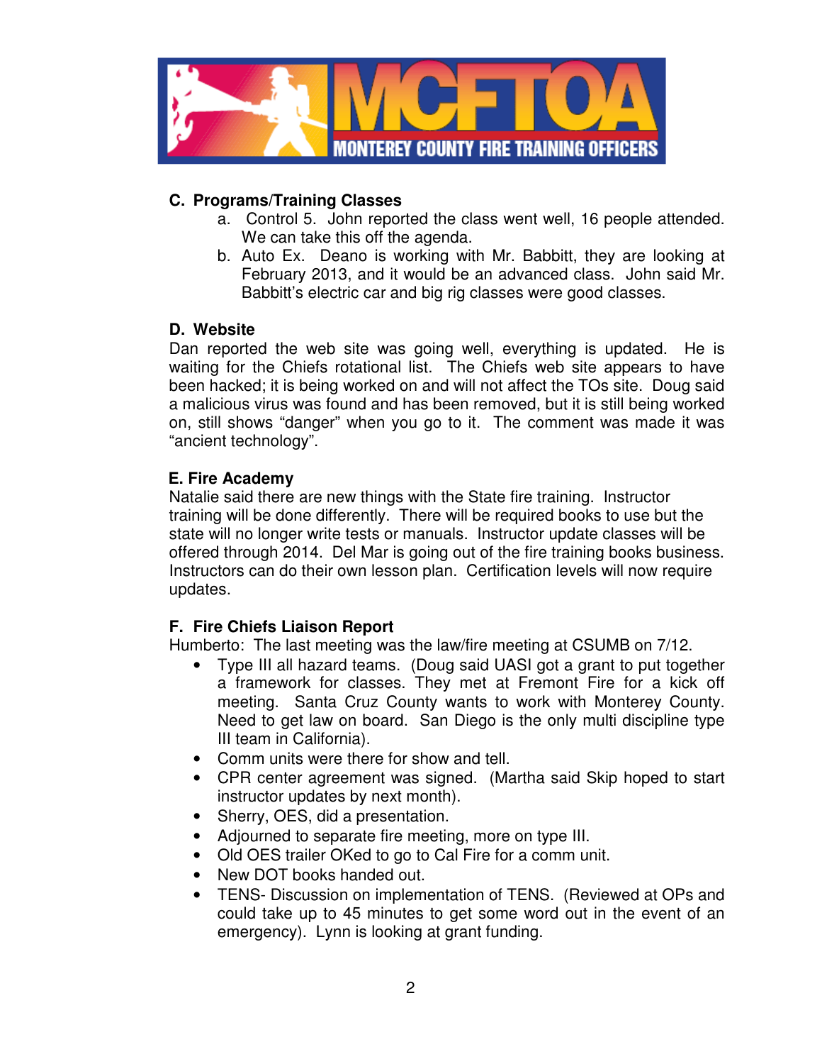### C. Programs/Training Classes

a. Control 5. John reported the class went well, 16 people attended. We can take this off the agenda.

b. Auto Ex. Deano is working with Mr. Babbitt, they are looking at February 2013, and it would be an advanced class. John said Mr. Babbitt's electric car and big rig classes were good classes.

### D. Website

Dan reported the web site was going well, everything is updated. He is waiting for the Chiefs rotational list. The Chiefs web site appears to have been hacked; it is being worked on and will not affect the TOs site. Doug said a malicious virus was found and has been removed, but it is still being worked on, still shows "danger" when you go to it. The comment was made it was "ancient technology".

### E. Fire Academy

Natalie said there are new things with the State fire training. Instructor training will be done differently. There will be required books to use but the state will no longer write tests or manuals. Instructor update classes will be offered through 2014. Del Mar is going out of the fire training books business. Instructors can do their own lesson plan. Certification levels will now require updates.

### F. Fire Chiefs Liaison Report

Humberto: The last meeting was the law/fire meeting at CSUMB on 7/12.

- Type III all hazard teams. (Doug said UASI got a grant to put together a framework for classes. They met at Fremont Fire for a kick off meeting. Santa Cruz County wants to work with Monterey County. Need to get law on board. San Diego is the only multi discipline type III team in California).
- Comm units were there for show and tell.
- CPR center agreement was signed. (Martha said Skip hoped to start instructor updates by next month).
- Sherry, OES, did a presentation.
- Adjourned to separate fire meeting, more on type III.
- Old OES trailer OKed to go to Cal Fire for a comm unit.
- New DOT books handed out.
- TENS- Discussion on implementation of TENS. (Reviewed at OPs and could take up to 45 minutes to get some word out in the event of an emergency). Lynn is looking at grant funding.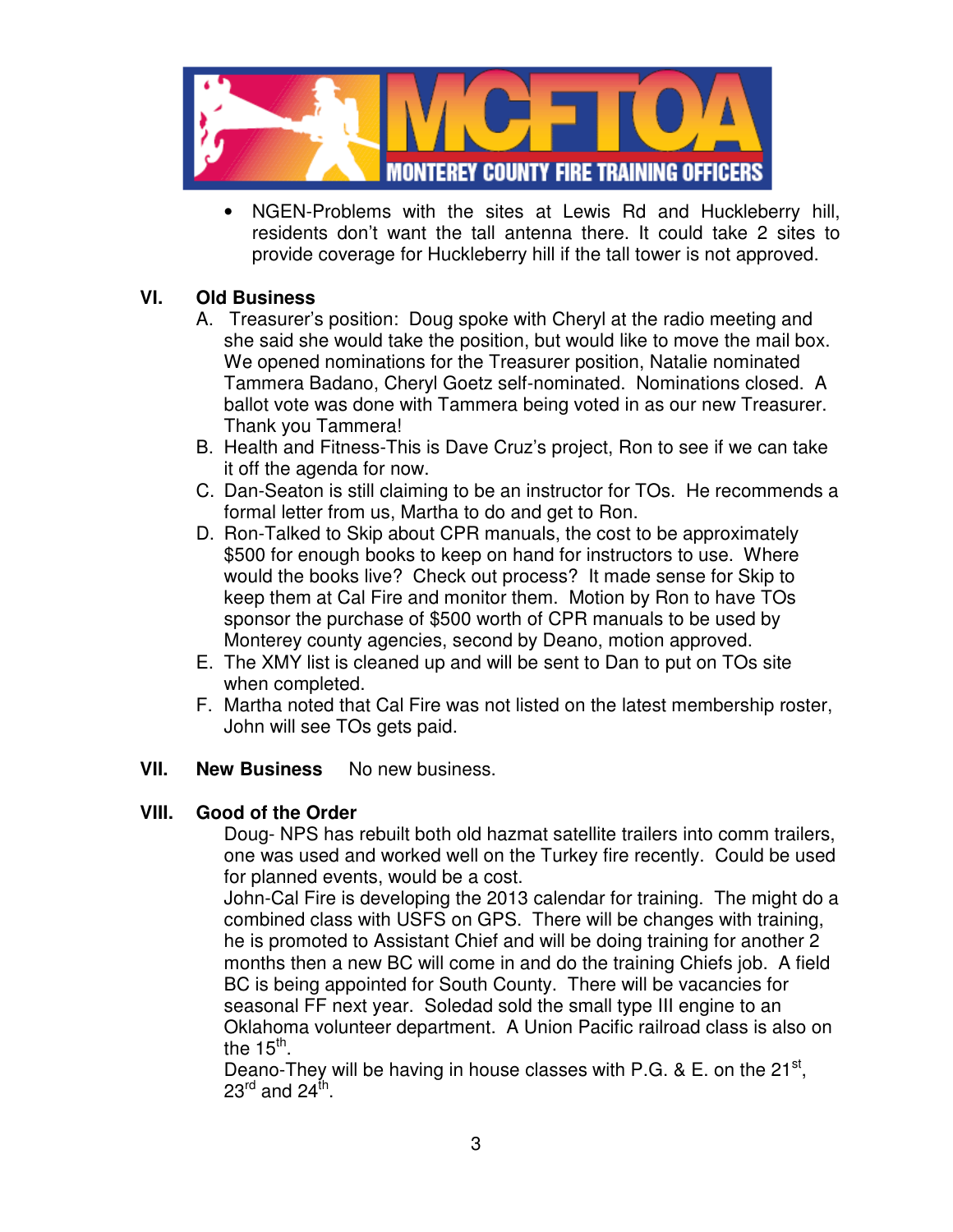- NGEN-Problems with the sites at Lewis Rd and Huckleberry hill, residents don't want the tall antenna there. It could take 2 sites to provide coverage for Huckleberry hill if the tall tower is not approved.

## VI. Old Business

A. Treasurer's position: Doug spoke with Cheryl at the radio meeting and she said she would take the position, but would like to move the mail box. We opened nominations for the Treasurer position, Natalie nominated Tammera Badano, Cheryl Goetz self-nominated. Nominations closed. A ballot vote was done with Tammera being voted in as our new Treasurer. Thank you Tammera!

B. Health and Fitness-This is Dave Cruz's project, Ron to see if we can take it off the agenda for now.

C. Dan-Seaton is still claiming to be an instructor for TOs. He recommends a formal letter from us, Martha to do and get to Ron.

D. Ron-Talked to Skip about CPR manuals, the cost to be approximately $500 for enough books to keep on hand for instructors to use. Where would the books live? Check out process? It made sense for Skip to keep them at Cal Fire and monitor them. Motion by Ron to have TOs sponsor the purchase of $500 worth of CPR manuals to be used by Monterey county agencies, second by Deano, motion approved.

E. The XMY list is cleaned up and will be sent to Dan to put on TOs site when completed.

F. Martha noted that Cal Fire was not listed on the latest membership roster, John will see TOs gets paid.

## VII. New Business

No new business.

## VIII. Good of the Order

Doug- NPS has rebuilt both old hazmat satellite trailers into comm trailers, one was used and worked well on the Turkey fire recently. Could be used for planned events, would be a cost.

John-Cal Fire is developing the 2013 calendar for training. The might do a combined class with USFS on GPS. There will be changes with training, he is promoted to Assistant Chief and will be doing training for another 2 months then a new BC will come in and do the training Chiefs job. A field BC is being appointed for South County. There will be vacancies for seasonal FF next year. Soledad sold the small type III engine to an Oklahoma volunteer department. A Union Pacific railroad class is also on the 15th.

Deano-They will be having in house classes with P.G. & E. on the 21st, 23rd and 24th.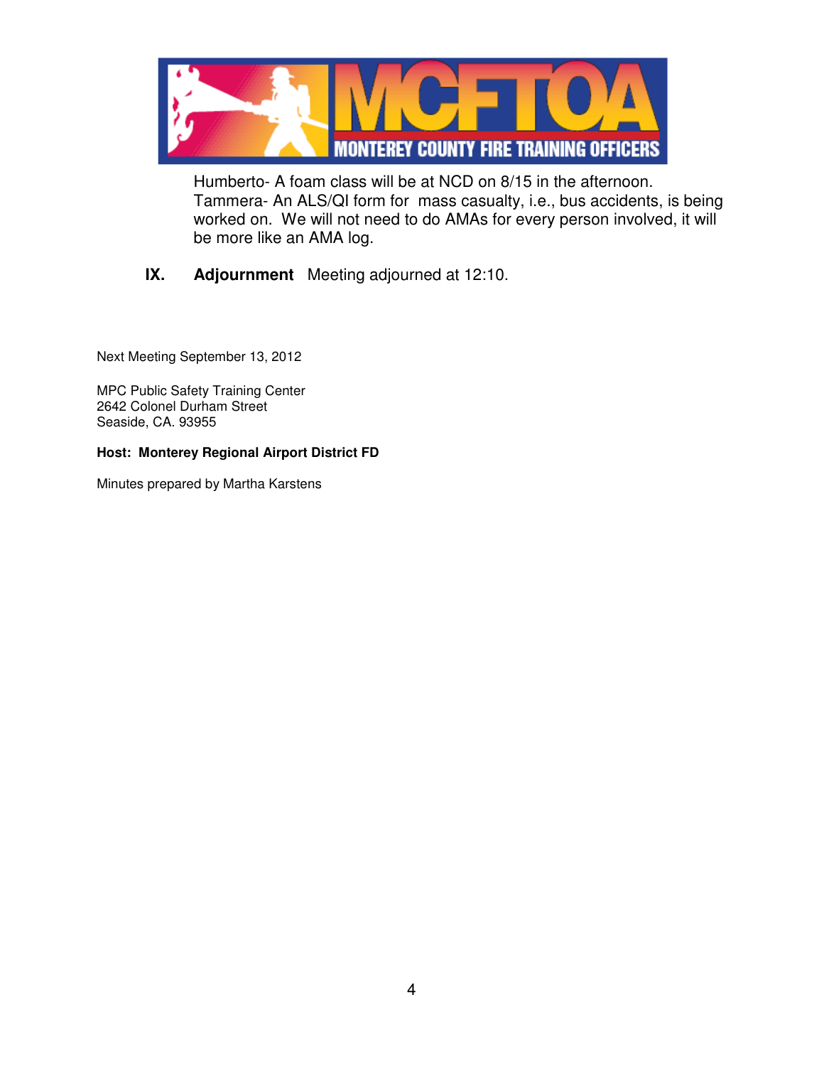Humberto- A foam class will be at NCD on 8/15 in the afternoon.
Tammera- An ALS/QI form for mass casualty, i.e., bus accidents, is being worked on. We will not need to do AMAs for every person involved, it will be more like an AMA log.

**IX. Adjournment** Meeting adjourned at 12:10.

Next Meeting September 13, 2012

MPC Public Safety Training Center
2642 Colonel Durham Street
Seaside, CA. 93955

**Host: Monterey Regional Airport District FD**

Minutes prepared by Martha Karstens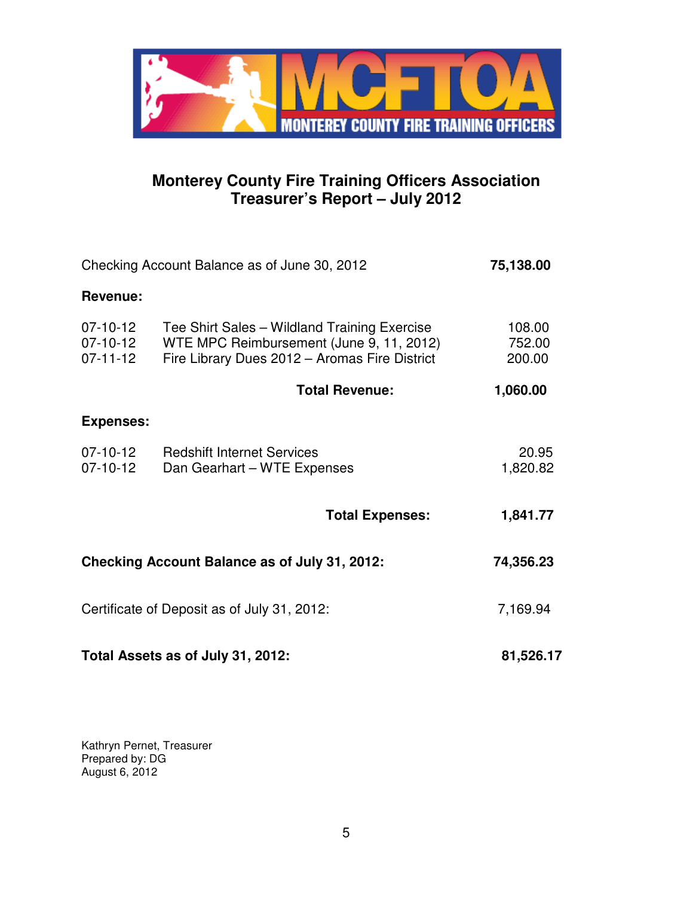MCFTOA
MONTEREY COUNTY FIRE TRAINING OFFICERS

## Monterey County Fire Training Officers Association
## Treasurer's Report – July 2012

| | | |
|---|---|---|
| Checking Account Balance as of June 30, 2012 | | **75,138.00** |
| **Revenue:** | | |
| 07-10-12 | Tee Shirt Sales – Wildland Training Exercise | 108.00 |
| 07-10-12 | WTE MPC Reimbursement (June 9, 11, 2012) | 752.00 |
| 07-11-12 | Fire Library Dues 2012 – Aromas Fire District | 200.00 |
| | **Total Revenue:** | **1,060.00** |
| **Expenses:** | | |
| 07-10-12 | Redshift Internet Services | 20.95 |
| 07-10-12 | Dan Gearhart – WTE Expenses | 1,820.82 |
| | **Total Expenses:** | **1,841.77** |
| **Checking Account Balance as of July 31, 2012:** | | **74,356.23** |
| Certificate of Deposit as of July 31, 2012: | | 7,169.94 |
| **Total Assets as of July 31, 2012:** | | **81,526.17** |

Kathryn Pernet, Treasurer
Prepared by: DG
August 6, 2012